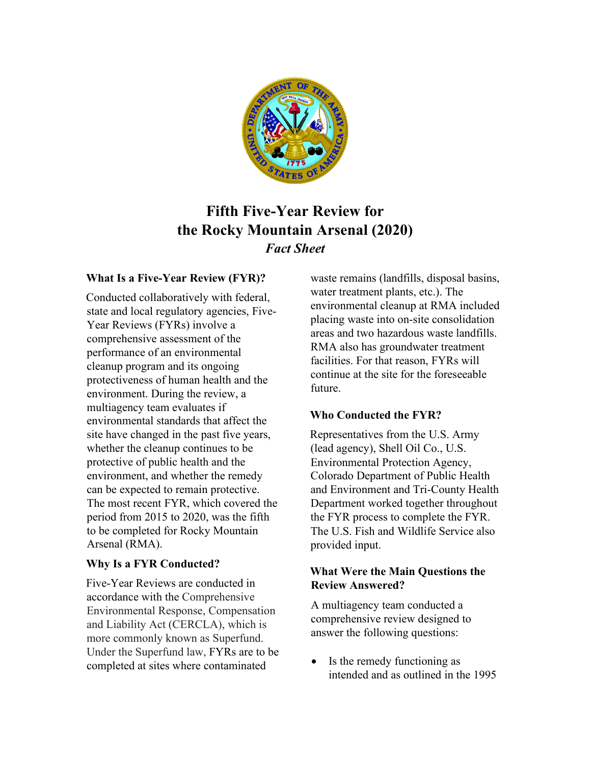# Fifth Five-Year Review for the Rocky Mountain Arsenal (2020)

***Fact Sheet***

### What Is a Five-Year Review (FYR)?

Conducted collaboratively with federal, state and local regulatory agencies, Five-Year Reviews (FYRs) involve a comprehensive assessment of the performance of an environmental cleanup program and its ongoing protectiveness of human health and the environment. During the review, a multiagency team evaluates if environmental standards that affect the site have changed in the past five years, whether the cleanup continues to be protective of public health and the environment, and whether the remedy can be expected to remain protective. The most recent FYR, which covered the period from 2015 to 2020, was the fifth to be completed for Rocky Mountain Arsenal (RMA).

### Why Is a FYR Conducted?

Five-Year Reviews are conducted in accordance with the Comprehensive Environmental Response, Compensation and Liability Act (CERCLA), which is more commonly known as Superfund. Under the Superfund law, FYRs are to be completed at sites where contaminated waste remains (landfills, disposal basins, water treatment plants, etc.). The environmental cleanup at RMA included placing waste into on-site consolidation areas and two hazardous waste landfills. RMA also has groundwater treatment facilities. For that reason, FYRs will continue at the site for the foreseeable future.

### Who Conducted the FYR?

Representatives from the U.S. Army (lead agency), Shell Oil Co., U.S. Environmental Protection Agency, Colorado Department of Public Health and Environment and Tri-County Health Department worked together throughout the FYR process to complete the FYR. The U.S. Fish and Wildlife Service also provided input.

### What Were the Main Questions the Review Answered?

A multiagency team conducted a comprehensive review designed to answer the following questions:

- Is the remedy functioning as intended and as outlined in the 1995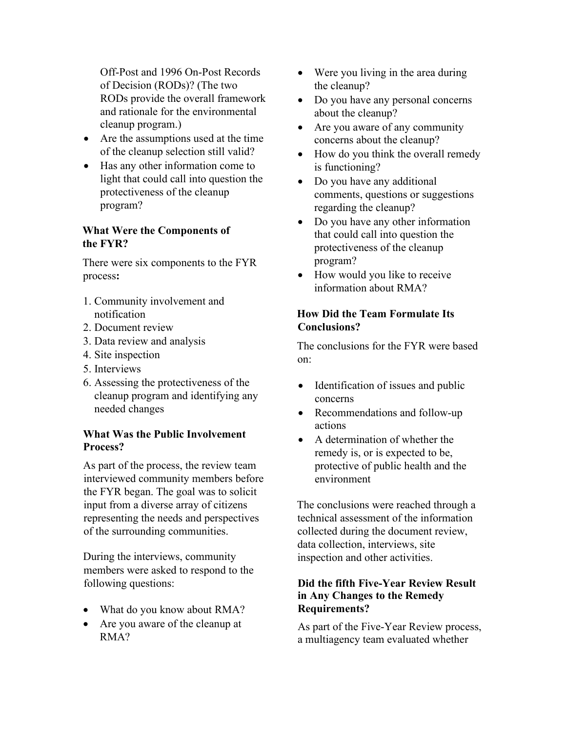Off-Post and 1996 On-Post Records of Decision (RODs)? (The two RODs provide the overall framework and rationale for the environmental cleanup program.)

- Are the assumptions used at the time of the cleanup selection still valid?
- Has any other information come to light that could call into question the protectiveness of the cleanup program?

### What Were the Components of the FYR?

There were six components to the FYR process**:**

1. Community involvement and notification
2. Document review
3. Data review and analysis
4. Site inspection
5. Interviews
6. Assessing the protectiveness of the cleanup program and identifying any needed changes

### What Was the Public Involvement Process?

As part of the process, the review team interviewed community members before the FYR began. The goal was to solicit input from a diverse array of citizens representing the needs and perspectives of the surrounding communities.

During the interviews, community members were asked to respond to the following questions:

- What do you know about RMA?
- Are you aware of the cleanup at RMA?
- Were you living in the area during the cleanup?
- Do you have any personal concerns about the cleanup?
- Are you aware of any community concerns about the cleanup?
- How do you think the overall remedy is functioning?
- Do you have any additional comments, questions or suggestions regarding the cleanup?
- Do you have any other information that could call into question the protectiveness of the cleanup program?
- How would you like to receive information about RMA?

### How Did the Team Formulate Its Conclusions?

The conclusions for the FYR were based on:

- Identification of issues and public concerns
- Recommendations and follow-up actions
- A determination of whether the remedy is, or is expected to be, protective of public health and the environment

The conclusions were reached through a technical assessment of the information collected during the document review, data collection, interviews, site inspection and other activities.

### Did the fifth Five-Year Review Result in Any Changes to the Remedy Requirements?

As part of the Five-Year Review process, a multiagency team evaluated whether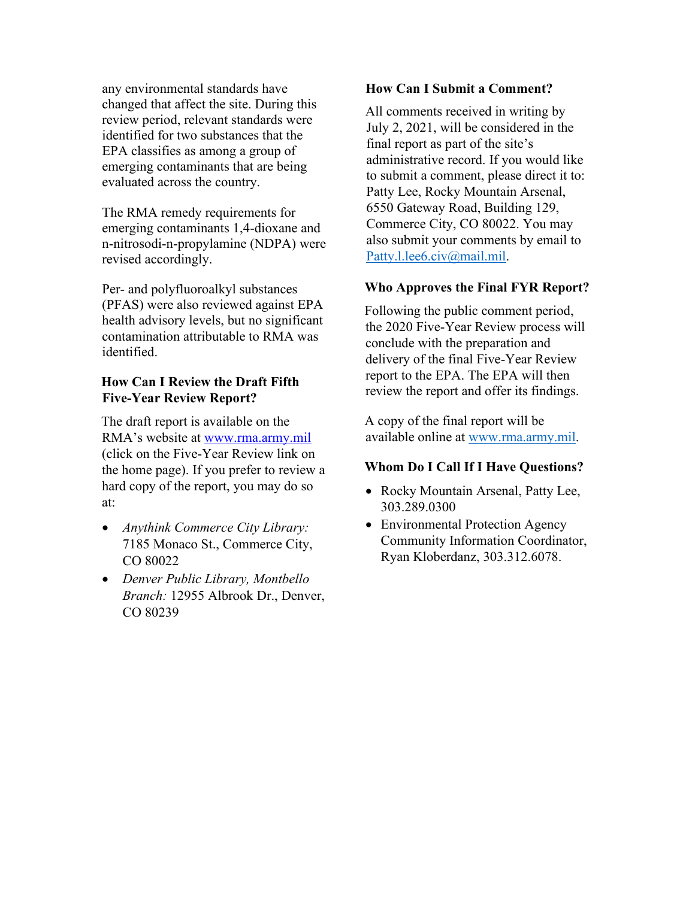any environmental standards have changed that affect the site. During this review period, relevant standards were identified for two substances that the EPA classifies as among a group of emerging contaminants that are being evaluated across the country.

The RMA remedy requirements for emerging contaminants 1,4-dioxane and n-nitrosodi-n-propylamine (NDPA) were revised accordingly.

Per- and polyfluoroalkyl substances (PFAS) were also reviewed against EPA health advisory levels, but no significant contamination attributable to RMA was identified.

### How Can I Review the Draft Fifth Five-Year Review Report?

The draft report is available on the RMA's website at [www.rma.army.mil](http://www.rma.army.mil) (click on the Five-Year Review link on the home page). If you prefer to review a hard copy of the report, you may do so at:

- *Anythink Commerce City Library:* 7185 Monaco St., Commerce City, CO 80022
- *Denver Public Library, Montbello Branch:* 12955 Albrook Dr., Denver, CO 80239

### How Can I Submit a Comment?

All comments received in writing by July 2, 2021, will be considered in the final report as part of the site's administrative record. If you would like to submit a comment, please direct it to: Patty Lee, Rocky Mountain Arsenal, 6550 Gateway Road, Building 129, Commerce City, CO 80022. You may also submit your comments by email to [Patty.l.lee6.civ@mail.mil](mailto:Patty.l.lee6.civ@mail.mil).

### Who Approves the Final FYR Report?

Following the public comment period, the 2020 Five-Year Review process will conclude with the preparation and delivery of the final Five-Year Review report to the EPA. The EPA will then review the report and offer its findings.

A copy of the final report will be available online at [www.rma.army.mil](http://www.rma.army.mil).

### Whom Do I Call If I Have Questions?

- Rocky Mountain Arsenal, Patty Lee, 303.289.0300
- Environmental Protection Agency Community Information Coordinator, Ryan Kloberdanz, 303.312.6078.